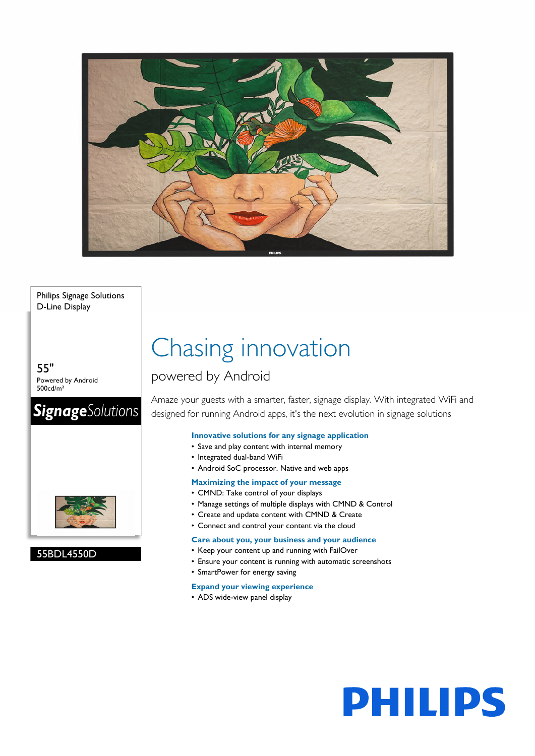Philips Signage Solutions
D-Line Display

55"
Powered by Android
500cd/m²

**Signage**Solutions

55BDL4550D

# Chasing innovation

## powered by Android

Amaze your guests with a smarter, faster, signage display. With integrated WiFi and designed for running Android apps, it's the next evolution in signage solutions

### Innovative solutions for any signage application

- Save and play content with internal memory
- Integrated dual-band WiFi
- Android SoC processor. Native and web apps

### Maximizing the impact of your message

- CMND: Take control of your displays
- Manage settings of multiple displays with CMND & Control
- Create and update content with CMND & Create
- Connect and control your content via the cloud

### Care about you, your business and your audience

- Keep your content up and running with FailOver
- Ensure your content is running with automatic screenshots
- SmartPower for energy saving

### Expand your viewing experience

- ADS wide-view panel display

PHILIPS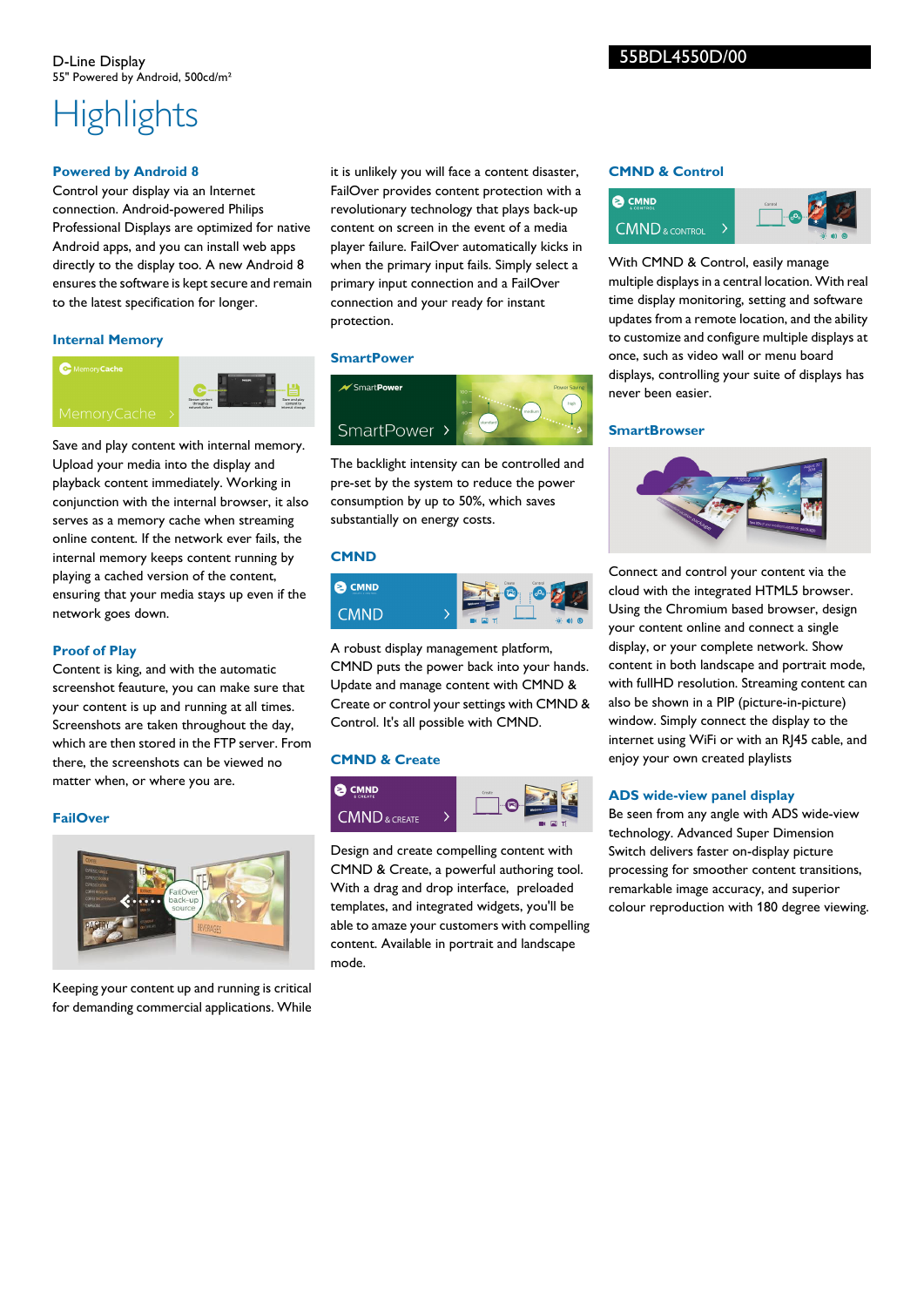D-Line Display
55" Powered by Android, 500cd/m²

55BDL4550D/00

# Highlights

### Powered by Android 8

Control your display via an Internet connection. Android-powered Philips Professional Displays are optimized for native Android apps, and you can install web apps directly to the display too. A new Android 8 ensures the software is kept secure and remain to the latest specification for longer.

### Internal Memory

Save and play content with internal memory. Upload your media into the display and playback content immediately. Working in conjunction with the internal browser, it also serves as a memory cache when streaming online content. If the network ever fails, the internal memory keeps content running by playing a cached version of the content, ensuring that your media stays up even if the network goes down.

### Proof of Play

Content is king, and with the automatic screenshot feauture, you can make sure that your content is up and running at all times. Screenshots are taken throughout the day, which are then stored in the FTP server. From there, the screenshots can be viewed no matter when, or where you are.

### FailOver

Keeping your content up and running is critical for demanding commercial applications. While it is unlikely you will face a content disaster, FailOver provides content protection with a revolutionary technology that plays back-up content on screen in the event of a media player failure. FailOver automatically kicks in when the primary input fails. Simply select a primary input connection and a FailOver connection and your ready for instant protection.

### SmartPower

The backlight intensity can be controlled and pre-set by the system to reduce the power consumption by up to 50%, which saves substantially on energy costs.

### CMND

A robust display management platform, CMND puts the power back into your hands. Update and manage content with CMND & Create or control your settings with CMND & Control. It's all possible with CMND.

### CMND & Create

Design and create compelling content with CMND & Create, a powerful authoring tool. With a drag and drop interface, preloaded templates, and integrated widgets, you'll be able to amaze your customers with compelling content. Available in portrait and landscape mode.

### CMND & Control

With CMND & Control, easily manage multiple displays in a central location. With real time display monitoring, setting and software updates from a remote location, and the ability to customize and configure multiple displays at once, such as video wall or menu board displays, controlling your suite of displays has never been easier.

### SmartBrowser

Connect and control your content via the cloud with the integrated HTML5 browser. Using the Chromium based browser, design your content online and connect a single display, or your complete network. Show content in both landscape and portrait mode, with fullHD resolution. Streaming content can also be shown in a PIP (picture-in-picture) window. Simply connect the display to the internet using WiFi or with an RJ45 cable, and enjoy your own created playlists

### ADS wide-view panel display

Be seen from any angle with ADS wide-view technology. Advanced Super Dimension Switch delivers faster on-display picture processing for smoother content transitions, remarkable image accuracy, and superior colour reproduction with 180 degree viewing.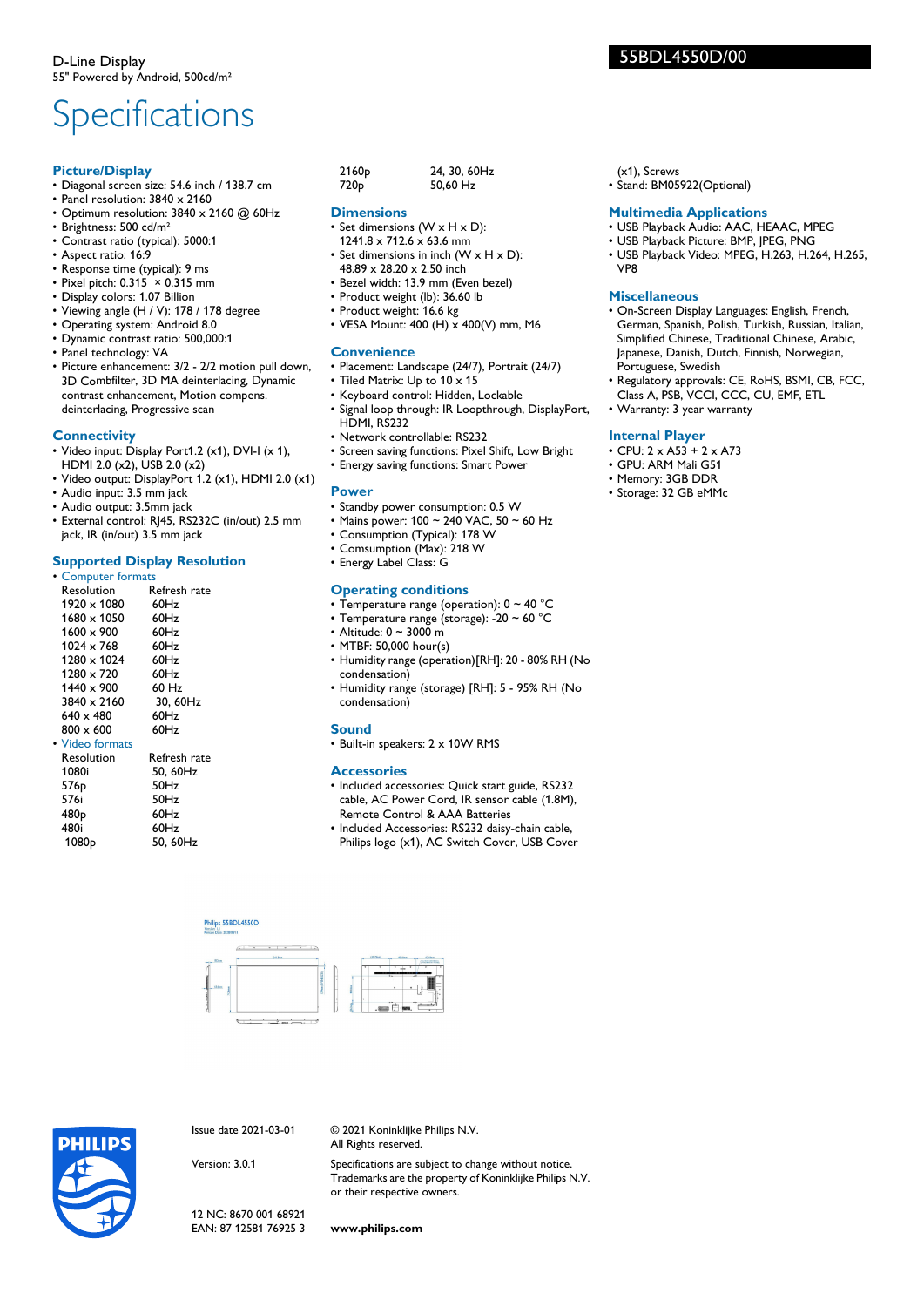D-Line Display
55" Powered by Android, 500cd/m²

55BDL4550D/00

# Specifications

## Picture/Display
- Diagonal screen size: 54.6 inch / 138.7 cm
- Panel resolution: 3840 x 2160
- Optimum resolution: 3840 x 2160 @ 60Hz
- Brightness: 500 cd/m²
- Contrast ratio (typical): 5000:1
- Aspect ratio: 16:9
- Response time (typical): 9 ms
- Pixel pitch: 0.315 × 0.315 mm
- Display colors: 1.07 Billion
- Viewing angle (H / V): 178 / 178 degree
- Operating system: Android 8.0
- Dynamic contrast ratio: 500,000:1
- Panel technology: VA
- Picture enhancement: 3/2 - 2/2 motion pull down, 3D Combfilter, 3D MA deinterlacing, Dynamic contrast enhancement, Motion compens. deinterlacing, Progressive scan

## Connectivity
- Video input: Display Port1.2 (x1), DVI-I (x 1), HDMI 2.0 (x2), USB 2.0 (x2)
- Video output: DisplayPort 1.2 (x1), HDMI 2.0 (x1)
- Audio input: 3.5 mm jack
- Audio output: 3.5mm jack
- External control: RJ45, RS232C (in/out) 2.5 mm jack, IR (in/out) 3.5 mm jack

## Supported Display Resolution
- Computer formats

| Resolution | Refresh rate |
|---|---|
| 1920 x 1080 | 60Hz |
| 1680 x 1050 | 60Hz |
| 1600 x 900 | 60Hz |
| 1024 x 768 | 60Hz |
| 1280 x 1024 | 60Hz |
| 1280 x 720 | 60Hz |
| 1440 x 900 | 60 Hz |
| 3840 x 2160 | 30, 60Hz |
| 640 x 480 | 60Hz |
| 800 x 600 | 60Hz |

- Video formats

| Resolution | Refresh rate |
|---|---|
| 1080i | 50, 60Hz |
| 576p | 50Hz |
| 576i | 50Hz |
| 480p | 60Hz |
| 480i | 60Hz |
| 1080p | 50, 60Hz |
| 2160p | 24, 30, 60Hz |
| 720p | 50,60 Hz |

## Dimensions
- Set dimensions (W x H x D): 1241.8 x 712.6 x 63.6 mm
- Set dimensions in inch (W x H x D): 48.89 x 28.20 x 2.50 inch
- Bezel width: 13.9 mm (Even bezel)
- Product weight (lb): 36.60 lb
- Product weight: 16.6 kg
- VESA Mount: 400 (H) x 400(V) mm, M6

## Convenience
- Placement: Landscape (24/7), Portrait (24/7)
- Tiled Matrix: Up to 10 x 15
- Keyboard control: Hidden, Lockable
- Signal loop through: IR Loopthrough, DisplayPort, HDMI, RS232
- Network controllable: RS232
- Screen saving functions: Pixel Shift, Low Bright
- Energy saving functions: Smart Power

## Power
- Standby power consumption: 0.5 W
- Mains power: 100 ~ 240 VAC, 50 ~ 60 Hz
- Consumption (Typical): 178 W
- Comsumption (Max): 218 W
- Energy Label Class: G

## Operating conditions
- Temperature range (operation): 0 ~ 40 °C
- Temperature range (storage): -20 ~ 60 °C
- Altitude: 0 ~ 3000 m
- MTBF: 50,000 hour(s)
- Humidity range (operation)[RH]: 20 - 80% RH (No condensation)
- Humidity range (storage) [RH]: 5 - 95% RH (No condensation)

## Sound
- Built-in speakers: 2 x 10W RMS

## Accessories
- Included accessories: Quick start guide, RS232 cable, AC Power Cord, IR sensor cable (1.8M), Remote Control & AAA Batteries
- Included Accessories: RS232 daisy-chain cable, Philips logo (x1), AC Switch Cover, USB Cover (x1), Screws
- Stand: BM05922(Optional)

## Multimedia Applications
- USB Playback Audio: AAC, HEAAC, MPEG
- USB Playback Picture: BMP, JPEG, PNG
- USB Playback Video: MPEG, H.263, H.264, H.265, VP8

## Miscellaneous
- On-Screen Display Languages: English, French, German, Spanish, Polish, Turkish, Russian, Italian, Simplified Chinese, Traditional Chinese, Arabic, Japanese, Danish, Dutch, Finnish, Norwegian, Portuguese, Swedish
- Regulatory approvals: CE, RoHS, BSMI, CB, FCC, Class A, PSB, VCCI, CCC, CU, EMF, ETL
- Warranty: 3 year warranty

## Internal Player
- CPU: 2 x A53 + 2 x A73
- GPU: ARM Mali G51
- Memory: 3GB DDR
- Storage: 32 GB eMMc

Issue date 2021-03-01

Version: 3.0.1

12 NC: 8670 001 68921
EAN: 87 12581 76925 3

© 2021 Koninklijke Philips N.V.
All Rights reserved.

Specifications are subject to change without notice. Trademarks are the property of Koninklijke Philips N.V. or their respective owners.

www.philips.com